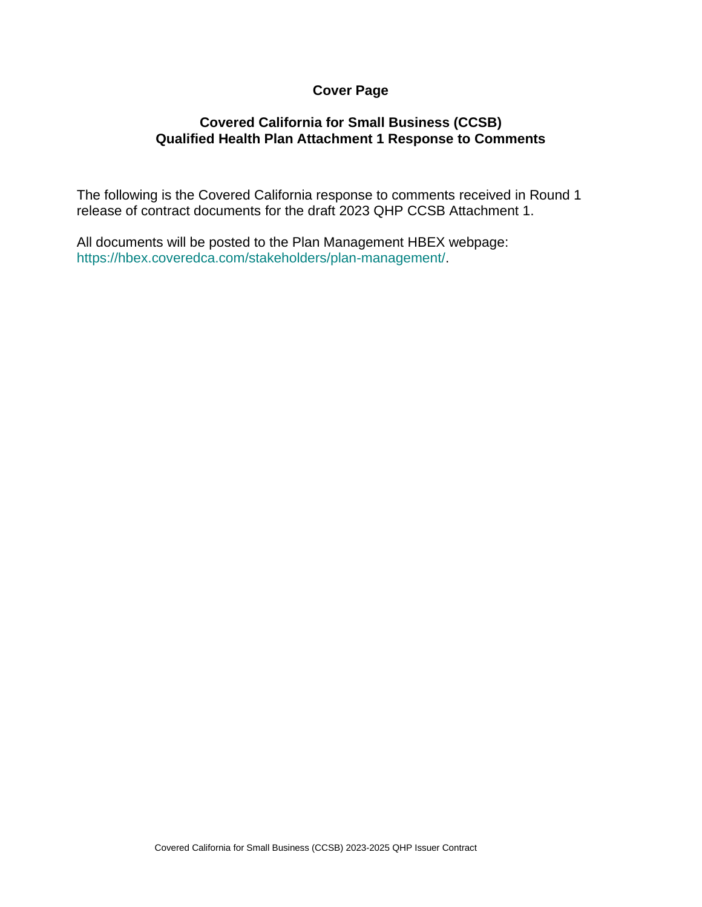# Cover Page

## Covered California for Small Business (CCSB) Qualified Health Plan Attachment 1 Response to Comments

The following is the Covered California response to comments received in Round 1 release of contract documents for the draft 2023 QHP CCSB Attachment 1.

All documents will be posted to the Plan Management HBEX webpage: https://hbex.coveredca.com/stakeholders/plan-management/.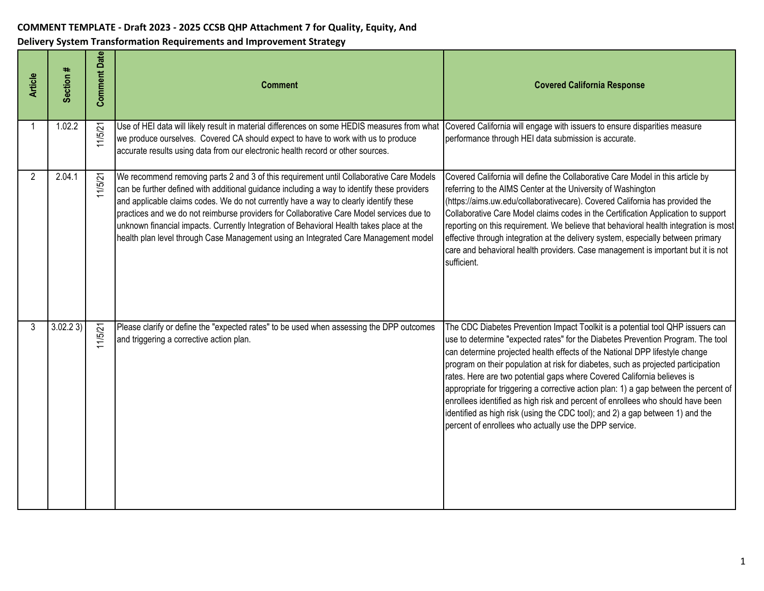**COMMENT TEMPLATE - Draft 2023 - 2025 CCSB QHP Attachment 7 for Quality, Equity, And Delivery System Transformation Requirements and Improvement Strategy**

| Article | Section # | Comment Date | Comment | Covered California Response |
|---|---|---|---|---|
| 1 | 1.02.2 | 11/5/21 | Use of HEI data will likely result in material differences on some HEDIS measures from what we produce ourselves. Covered CA should expect to have to work with us to produce accurate results using data from our electronic health record or other sources. | Covered California will engage with issuers to ensure disparities measure performance through HEI data submission is accurate. |
| 2 | 2.04.1 | 11/5/21 | We recommend removing parts 2 and 3 of this requirement until Collaborative Care Models can be further defined with additional guidance including a way to identify these providers and applicable claims codes. We do not currently have a way to clearly identify these practices and we do not reimburse providers for Collaborative Care Model services due to unknown financial impacts. Currently Integration of Behavioral Health takes place at the health plan level through Case Management using an Integrated Care Management model | Covered California will define the Collaborative Care Model in this article by referring to the AIMS Center at the University of Washington (https://aims.uw.edu/collaborativecare). Covered California has provided the Collaborative Care Model claims codes in the Certification Application to support reporting on this requirement. We believe that behavioral health integration is most effective through integration at the delivery system, especially between primary care and behavioral health providers. Case management is important but it is not sufficient. |
| 3 | 3.02.2 3) | 11/5/21 | Please clarify or define the "expected rates" to be used when assessing the DPP outcomes and triggering a corrective action plan. | The CDC Diabetes Prevention Impact Toolkit is a potential tool QHP issuers can use to determine "expected rates" for the Diabetes Prevention Program. The tool can determine projected health effects of the National DPP lifestyle change program on their population at risk for diabetes, such as projected participation rates. Here are two potential gaps where Covered California believes is appropriate for triggering a corrective action plan: 1) a gap between the percent of enrollees identified as high risk and percent of enrollees who should have been identified as high risk (using the CDC tool); and 2) a gap between 1) and the percent of enrollees who actually use the DPP service. |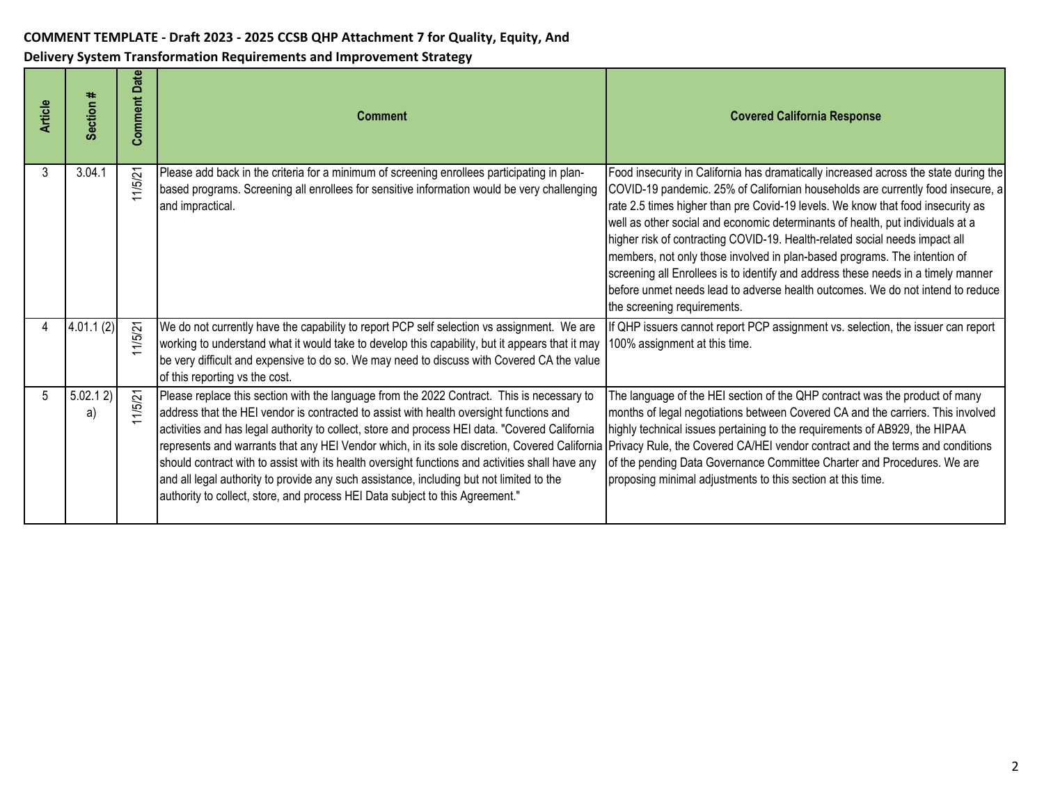**COMMENT TEMPLATE - Draft 2023 - 2025 CCSB QHP Attachment 7 for Quality, Equity, And Delivery System Transformation Requirements and Improvement Strategy**

| Article | Section # | Comment Date | Comment | Covered California Response |
|---|---|---|---|---|
| 3 | 3.04.1 | 11/5/21 | Please add back in the criteria for a minimum of screening enrollees participating in plan-based programs. Screening all enrollees for sensitive information would be very challenging and impractical. | Food insecurity in California has dramatically increased across the state during the COVID-19 pandemic. 25% of Californian households are currently food insecure, a rate 2.5 times higher than pre Covid-19 levels. We know that food insecurity as well as other social and economic determinants of health, put individuals at a higher risk of contracting COVID-19. Health-related social needs impact all members, not only those involved in plan-based programs. The intention of screening all Enrollees is to identify and address these needs in a timely manner before unmet needs lead to adverse health outcomes. We do not intend to reduce the screening requirements. |
| 4 | 4.01.1 (2) | 11/5/21 | We do not currently have the capability to report PCP self selection vs assignment. We are working to understand what it would take to develop this capability, but it appears that it may be very difficult and expensive to do so. We may need to discuss with Covered CA the value of this reporting vs the cost. | If QHP issuers cannot report PCP assignment vs. selection, the issuer can report 100% assignment at this time. |
| 5 | 5.02.1 2) a) | 11/5/21 | Please replace this section with the language from the 2022 Contract. This is necessary to address that the HEI vendor is contracted to assist with health oversight functions and activities and has legal authority to collect, store and process HEI data. "Covered California represents and warrants that any HEI Vendor which, in its sole discretion, Covered California should contract with to assist with its health oversight functions and activities shall have any and all legal authority to provide any such assistance, including but not limited to the authority to collect, store, and process HEI Data subject to this Agreement." | The language of the HEI section of the QHP contract was the product of many months of legal negotiations between Covered CA and the carriers. This involved highly technical issues pertaining to the requirements of AB929, the HIPAA Privacy Rule, the Covered CA/HEI vendor contract and the terms and conditions of the pending Data Governance Committee Charter and Procedures. We are proposing minimal adjustments to this section at this time. |